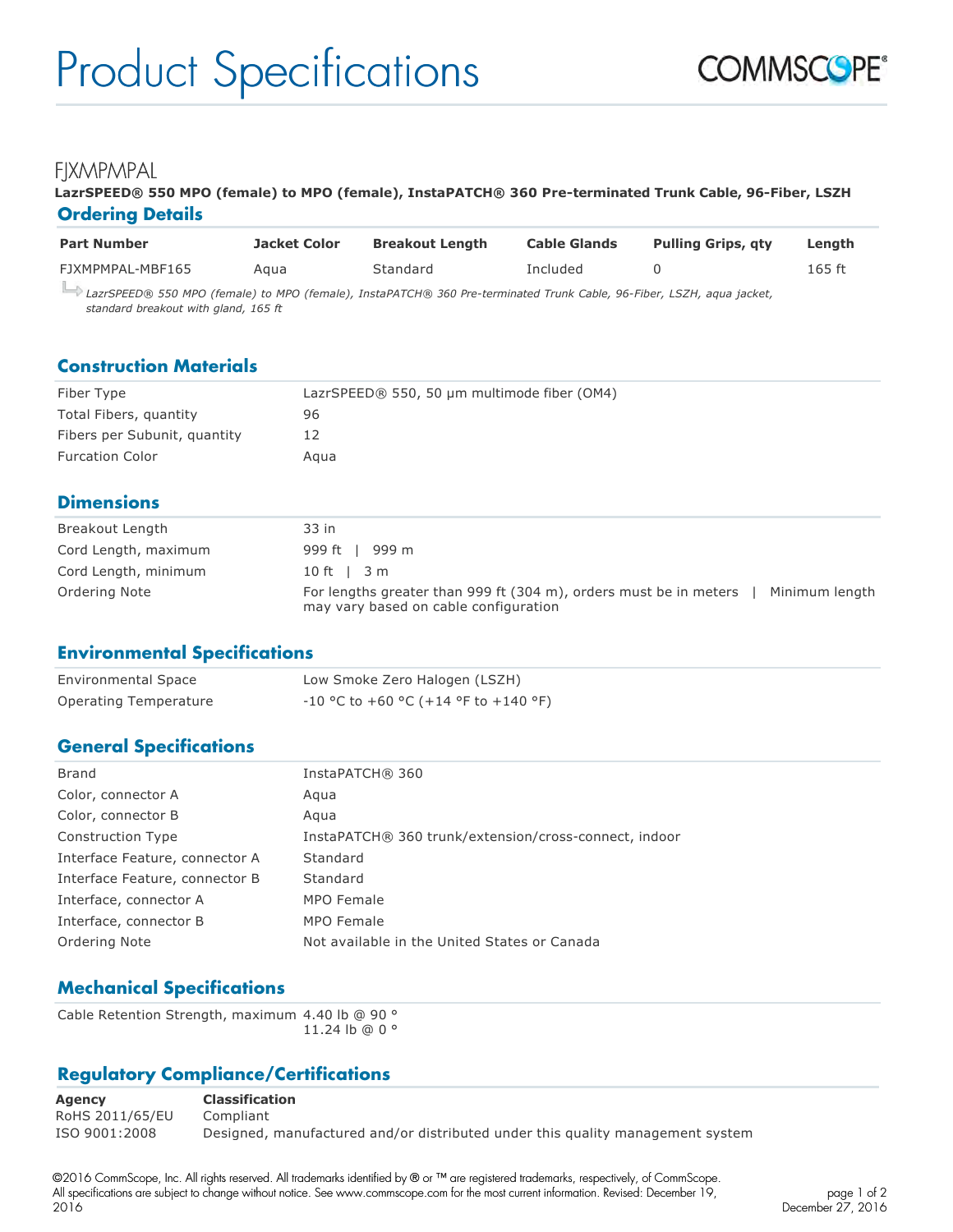# Product Specifications

## FJXMPMPAL

**LazrSPEED® 550 MPO (female) to MPO (female), InstaPATCH® 360 Pre-terminated Trunk Cable, 96-Fiber, LSZH**

### Ordering Details

| Part Number | Jacket Color | Breakout Length | Cable Glands | Pulling Grips, qty | Length |
|---|---|---|---|---|---|
| FJXMPMPAL-MBF165 | Aqua | Standard | Included | 0 | 165 ft |

*LazrSPEED® 550 MPO (female) to MPO (female), InstaPATCH® 360 Pre-terminated Trunk Cable, 96-Fiber, LSZH, aqua jacket, standard breakout with gland, 165 ft*

### Construction Materials

| | |
|---|---|
| Fiber Type | LazrSPEED® 550, 50 µm multimode fiber (OM4) |
| Total Fibers, quantity | 96 |
| Fibers per Subunit, quantity | 12 |
| Furcation Color | Aqua |

### Dimensions

| | |
|---|---|
| Breakout Length | 33 in |
| Cord Length, maximum | 999 ft \| 999 m |
| Cord Length, minimum | 10 ft \| 3 m |
| Ordering Note | For lengths greater than 999 ft (304 m), orders must be in meters \| Minimum length may vary based on cable configuration |

### Environmental Specifications

| | |
|---|---|
| Environmental Space | Low Smoke Zero Halogen (LSZH) |
| Operating Temperature | -10 °C to +60 °C (+14 °F to +140 °F) |

### General Specifications

| | |
|---|---|
| Brand | InstaPATCH® 360 |
| Color, connector A | Aqua |
| Color, connector B | Aqua |
| Construction Type | InstaPATCH® 360 trunk/extension/cross-connect, indoor |
| Interface Feature, connector A | Standard |
| Interface Feature, connector B | Standard |
| Interface, connector A | MPO Female |
| Interface, connector B | MPO Female |
| Ordering Note | Not available in the United States or Canada |

### Mechanical Specifications

| | |
|---|---|
| Cable Retention Strength, maximum | 4.40 lb @ 90 °<br>11.24 lb @ 0 ° |

### Regulatory Compliance/Certifications

| Agency | Classification |
|---|---|
| RoHS 2011/65/EU | Compliant |
| ISO 9001:2008 | Designed, manufactured and/or distributed under this quality management system |

©2016 CommScope, Inc. All rights reserved. All trademarks identified by ® or ™ are registered trademarks, respectively, of CommScope. All specifications are subject to change without notice. See www.commscope.com for the most current information. Revised: December 19, 2016

December 27, 2016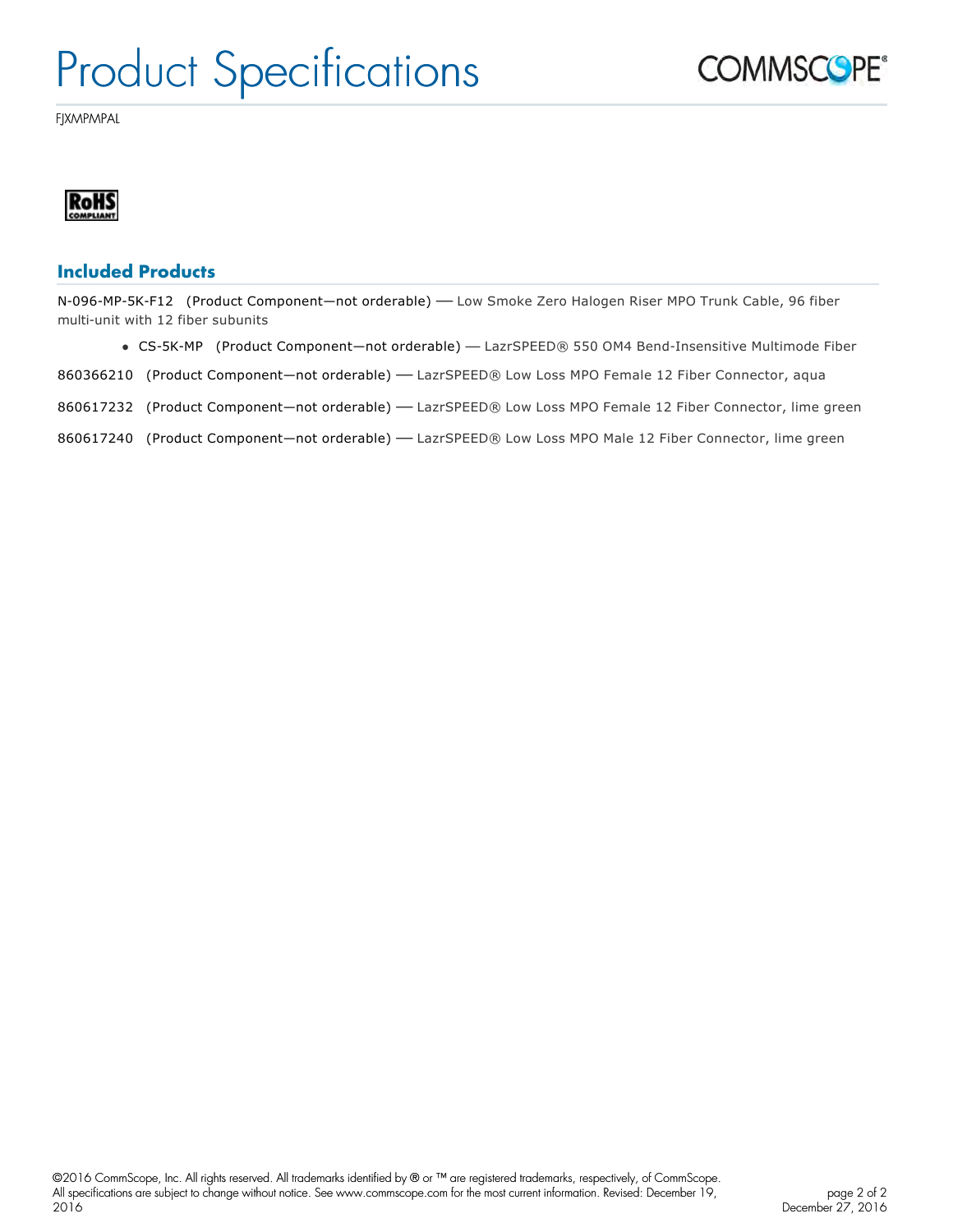FJXMPMPAL

RoHS COMPLIANT

## Included Products

N-096-MP-5K-F12 (Product Component—not orderable) — Low Smoke Zero Halogen Riser MPO Trunk Cable, 96 fiber multi-unit with 12 fiber subunits

- CS-5K-MP (Product Component—not orderable) — LazrSPEED® 550 OM4 Bend-Insensitive Multimode Fiber

860366210 (Product Component—not orderable) — LazrSPEED® Low Loss MPO Female 12 Fiber Connector, aqua

860617232 (Product Component—not orderable) — LazrSPEED® Low Loss MPO Female 12 Fiber Connector, lime green

860617240 (Product Component—not orderable) — LazrSPEED® Low Loss MPO Male 12 Fiber Connector, lime green

©2016 CommScope, Inc. All rights reserved. All trademarks identified by ® or ™ are registered trademarks, respectively, of CommScope. All specifications are subject to change without notice. See www.commscope.com for the most current information. Revised: December 19, 2016

December 27, 2016